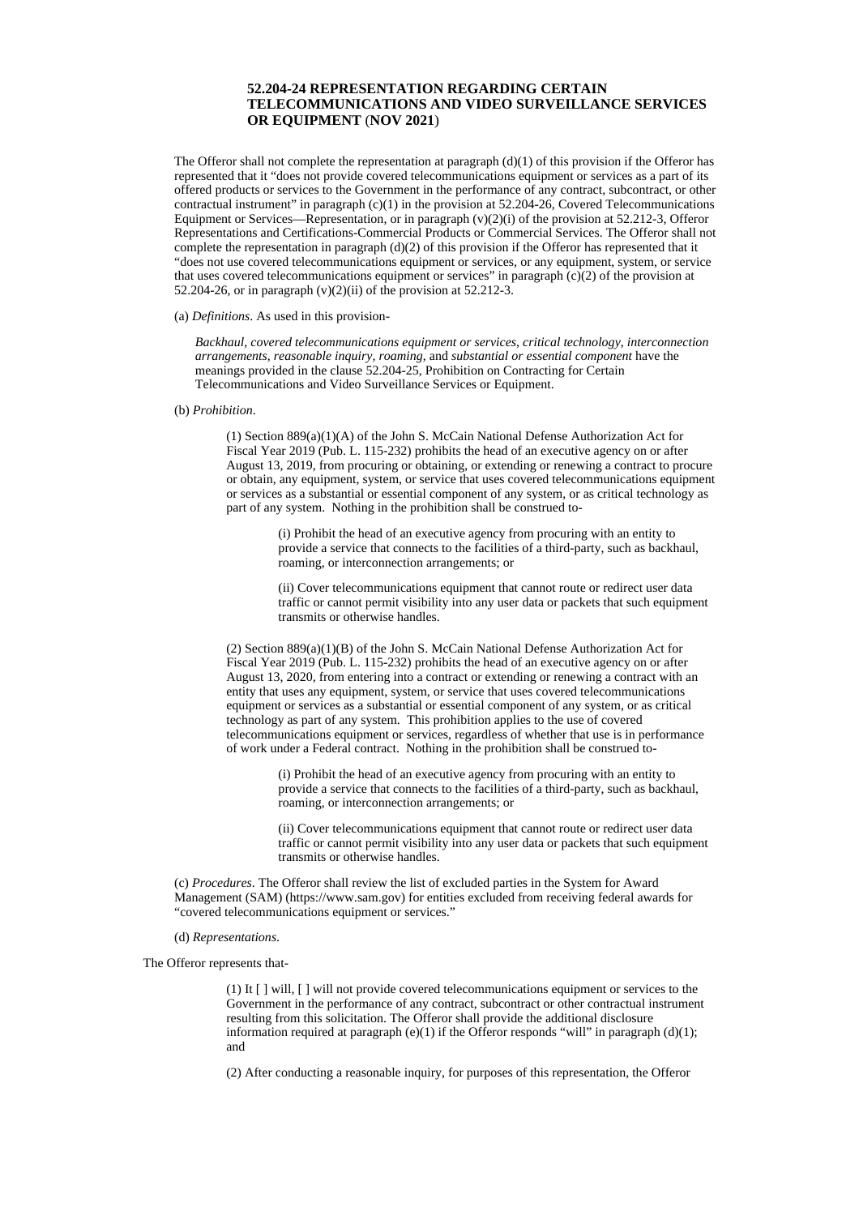# 52.204-24 REPRESENTATION REGARDING CERTAIN TELECOMMUNICATIONS AND VIDEO SURVEILLANCE SERVICES OR EQUIPMENT (NOV 2021)

The Offeror shall not complete the representation at paragraph (d)(1) of this provision if the Offeror has represented that it "does not provide covered telecommunications equipment or services as a part of its offered products or services to the Government in the performance of any contract, subcontract, or other contractual instrument" in paragraph (c)(1) in the provision at 52.204-26, Covered Telecommunications Equipment or Services—Representation, or in paragraph (v)(2)(i) of the provision at 52.212-3, Offeror Representations and Certifications-Commercial Products or Commercial Services. The Offeror shall not complete the representation in paragraph (d)(2) of this provision if the Offeror has represented that it "does not use covered telecommunications equipment or services, or any equipment, system, or service that uses covered telecommunications equipment or services" in paragraph (c)(2) of the provision at 52.204-26, or in paragraph (v)(2)(ii) of the provision at 52.212-3.

(a) *Definitions*. As used in this provision-

*Backhaul*, *covered telecommunications equipment or services*, *critical technology*, *interconnection arrangements*, *reasonable inquiry*, *roaming*, and *substantial or essential component* have the meanings provided in the clause 52.204-25, Prohibition on Contracting for Certain Telecommunications and Video Surveillance Services or Equipment.

(b) *Prohibition*.

(1) Section 889(a)(1)(A) of the John S. McCain National Defense Authorization Act for Fiscal Year 2019 (Pub. L. 115-232) prohibits the head of an executive agency on or after August 13, 2019, from procuring or obtaining, or extending or renewing a contract to procure or obtain, any equipment, system, or service that uses covered telecommunications equipment or services as a substantial or essential component of any system, or as critical technology as part of any system. Nothing in the prohibition shall be construed to-

(i) Prohibit the head of an executive agency from procuring with an entity to provide a service that connects to the facilities of a third-party, such as backhaul, roaming, or interconnection arrangements; or

(ii) Cover telecommunications equipment that cannot route or redirect user data traffic or cannot permit visibility into any user data or packets that such equipment transmits or otherwise handles.

(2) Section 889(a)(1)(B) of the John S. McCain National Defense Authorization Act for Fiscal Year 2019 (Pub. L. 115-232) prohibits the head of an executive agency on or after August 13, 2020, from entering into a contract or extending or renewing a contract with an entity that uses any equipment, system, or service that uses covered telecommunications equipment or services as a substantial or essential component of any system, or as critical technology as part of any system. This prohibition applies to the use of covered telecommunications equipment or services, regardless of whether that use is in performance of work under a Federal contract. Nothing in the prohibition shall be construed to-

(i) Prohibit the head of an executive agency from procuring with an entity to provide a service that connects to the facilities of a third-party, such as backhaul, roaming, or interconnection arrangements; or

(ii) Cover telecommunications equipment that cannot route or redirect user data traffic or cannot permit visibility into any user data or packets that such equipment transmits or otherwise handles.

(c) *Procedures*. The Offeror shall review the list of excluded parties in the System for Award Management (SAM) (https://www.sam.gov) for entities excluded from receiving federal awards for "covered telecommunications equipment or services."

(d) *Representations*.

The Offeror represents that-

(1) It [ ] will, [ ] will not provide covered telecommunications equipment or services to the Government in the performance of any contract, subcontract or other contractual instrument resulting from this solicitation. The Offeror shall provide the additional disclosure information required at paragraph (e)(1) if the Offeror responds "will" in paragraph (d)(1); and

(2) After conducting a reasonable inquiry, for purposes of this representation, the Offeror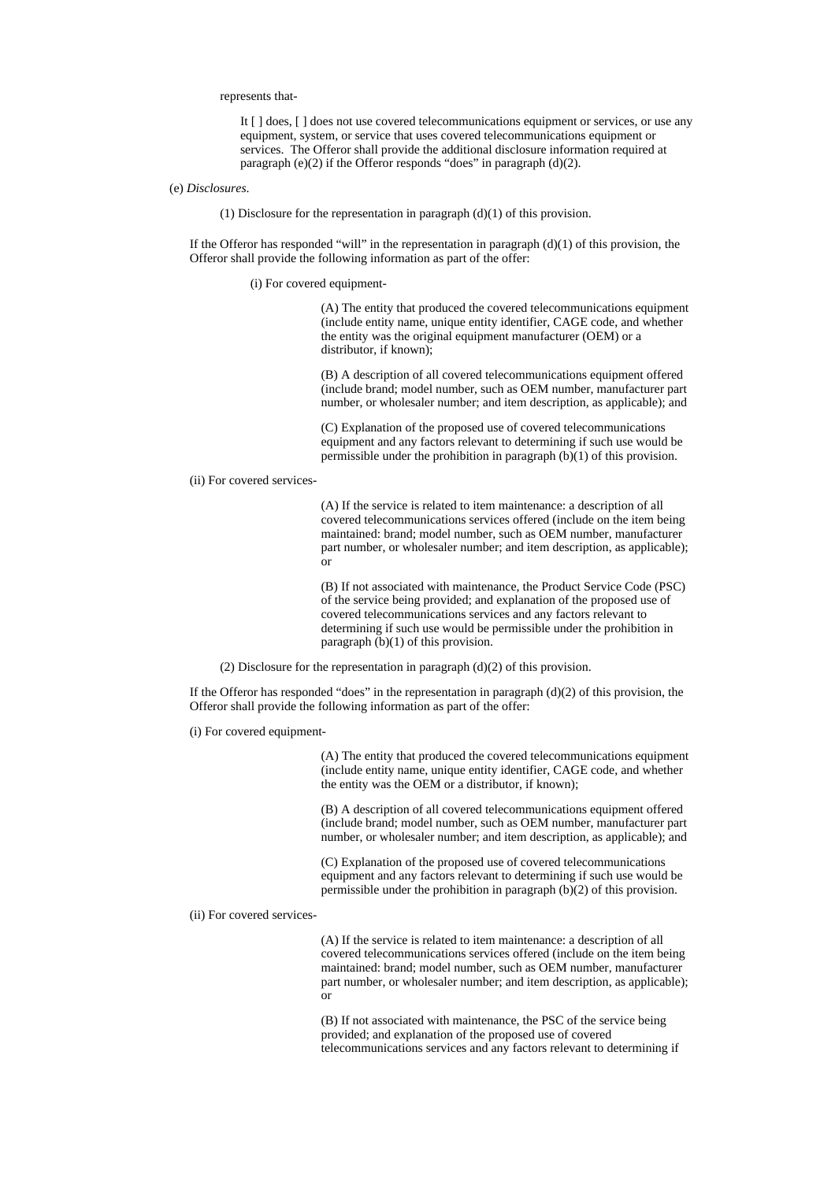represents that-

It [ ] does, [ ] does not use covered telecommunications equipment or services, or use any equipment, system, or service that uses covered telecommunications equipment or services. The Offeror shall provide the additional disclosure information required at paragraph (e)(2) if the Offeror responds "does" in paragraph (d)(2).

(e) *Disclosures.*

(1) Disclosure for the representation in paragraph (d)(1) of this provision.

If the Offeror has responded "will" in the representation in paragraph (d)(1) of this provision, the Offeror shall provide the following information as part of the offer:

(i) For covered equipment-

(A) The entity that produced the covered telecommunications equipment (include entity name, unique entity identifier, CAGE code, and whether the entity was the original equipment manufacturer (OEM) or a distributor, if known);

(B) A description of all covered telecommunications equipment offered (include brand; model number, such as OEM number, manufacturer part number, or wholesaler number; and item description, as applicable); and

(C) Explanation of the proposed use of covered telecommunications equipment and any factors relevant to determining if such use would be permissible under the prohibition in paragraph (b)(1) of this provision.

(ii) For covered services-

(A) If the service is related to item maintenance: a description of all covered telecommunications services offered (include on the item being maintained: brand; model number, such as OEM number, manufacturer part number, or wholesaler number; and item description, as applicable); or

(B) If not associated with maintenance, the Product Service Code (PSC) of the service being provided; and explanation of the proposed use of covered telecommunications services and any factors relevant to determining if such use would be permissible under the prohibition in paragraph (b)(1) of this provision.

(2) Disclosure for the representation in paragraph (d)(2) of this provision.

If the Offeror has responded "does" in the representation in paragraph (d)(2) of this provision, the Offeror shall provide the following information as part of the offer:

(i) For covered equipment-

(A) The entity that produced the covered telecommunications equipment (include entity name, unique entity identifier, CAGE code, and whether the entity was the OEM or a distributor, if known);

(B) A description of all covered telecommunications equipment offered (include brand; model number, such as OEM number, manufacturer part number, or wholesaler number; and item description, as applicable); and

(C) Explanation of the proposed use of covered telecommunications equipment and any factors relevant to determining if such use would be permissible under the prohibition in paragraph (b)(2) of this provision.

(ii) For covered services-

(A) If the service is related to item maintenance: a description of all covered telecommunications services offered (include on the item being maintained: brand; model number, such as OEM number, manufacturer part number, or wholesaler number; and item description, as applicable); or

(B) If not associated with maintenance, the PSC of the service being provided; and explanation of the proposed use of covered telecommunications services and any factors relevant to determining if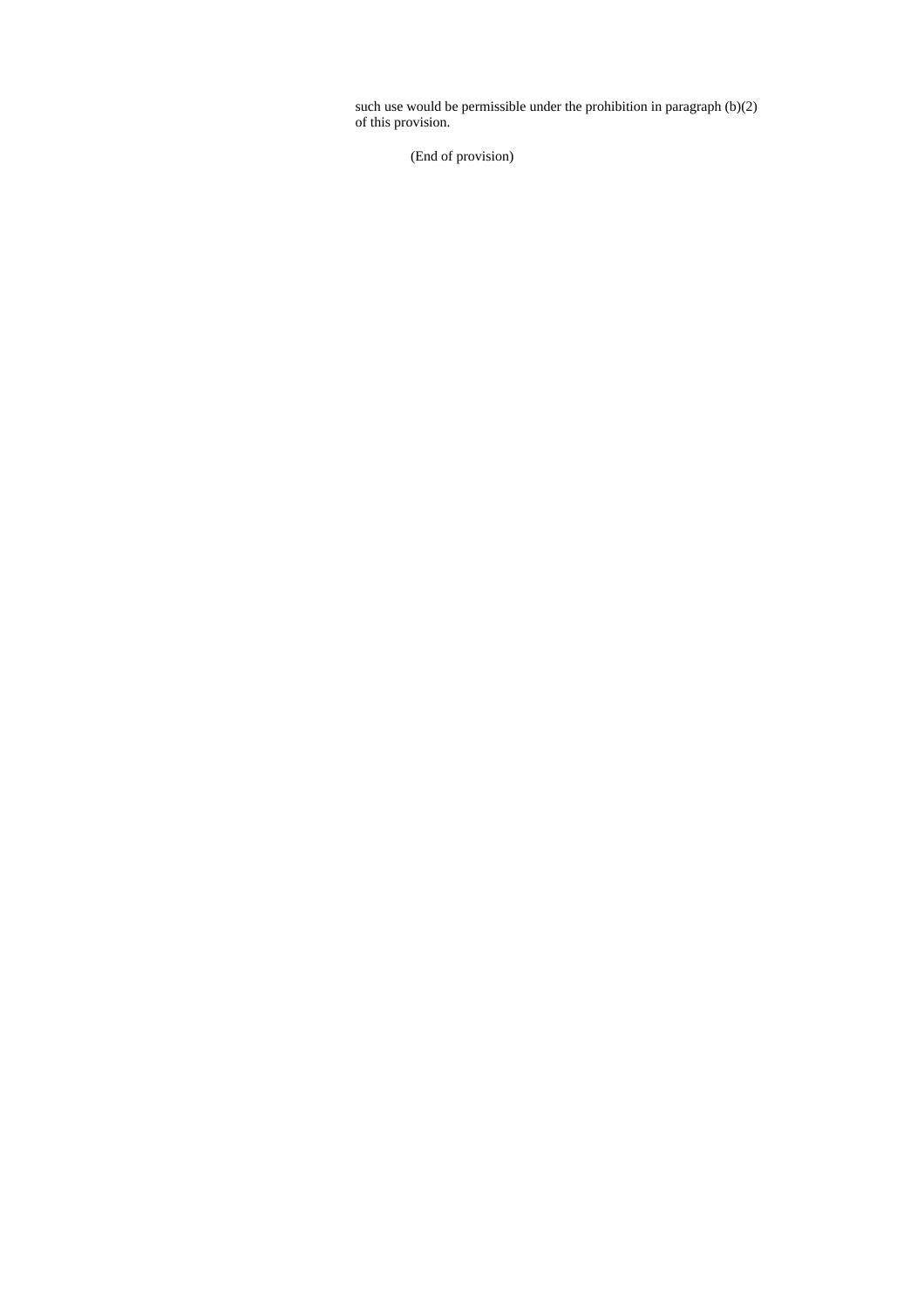such use would be permissible under the prohibition in paragraph (b)(2) of this provision.

(End of provision)